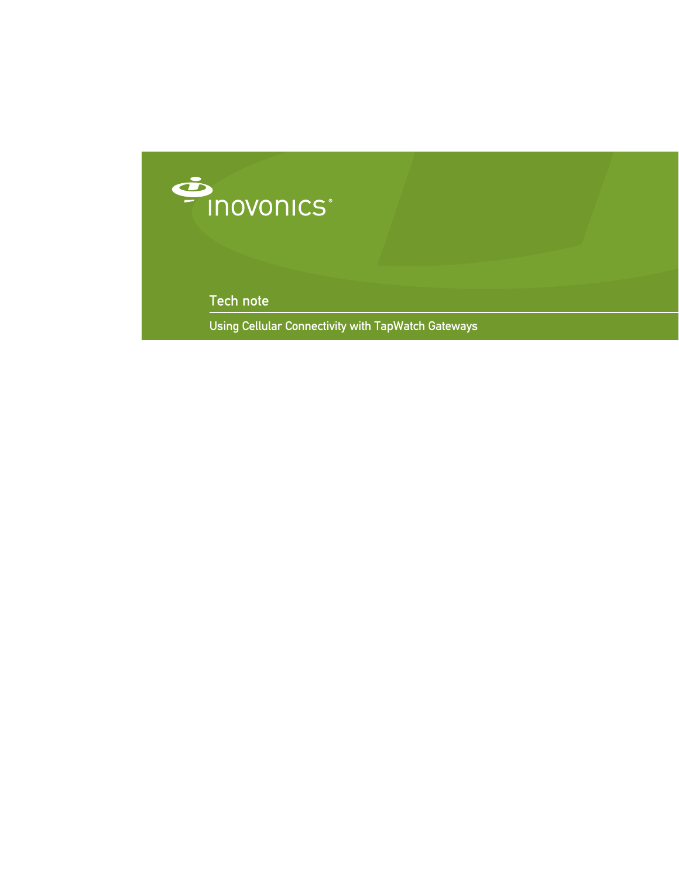inovonics®

Tech note

# Using Cellular Connectivity with TapWatch Gateways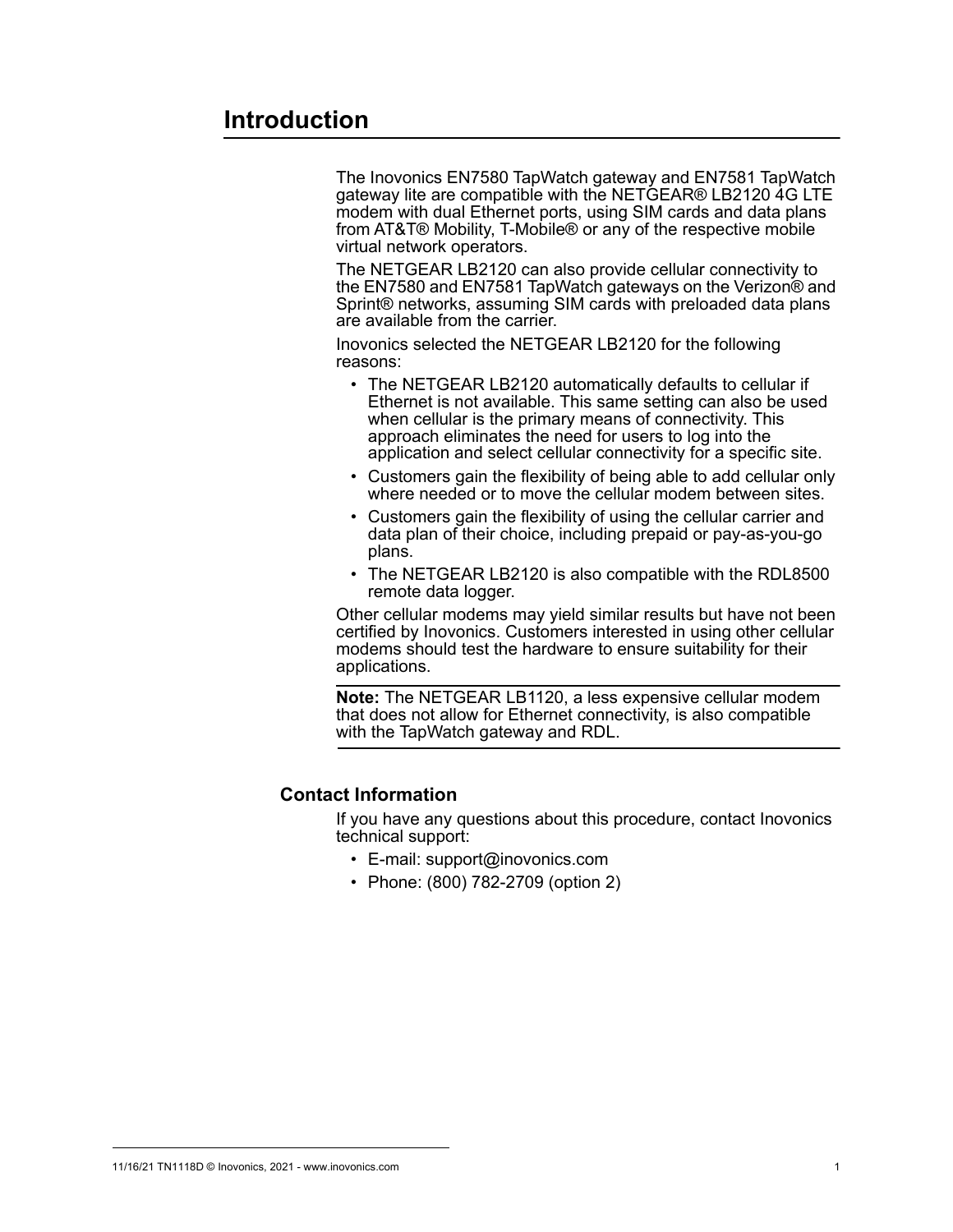# Introduction

The Inovonics EN7580 TapWatch gateway and EN7581 TapWatch gateway lite are compatible with the NETGEAR® LB2120 4G LTE modem with dual Ethernet ports, using SIM cards and data plans from AT&T® Mobility, T-Mobile® or any of the respective mobile virtual network operators.

The NETGEAR LB2120 can also provide cellular connectivity to the EN7580 and EN7581 TapWatch gateways on the Verizon® and Sprint® networks, assuming SIM cards with preloaded data plans are available from the carrier.

Inovonics selected the NETGEAR LB2120 for the following reasons:

- The NETGEAR LB2120 automatically defaults to cellular if Ethernet is not available. This same setting can also be used when cellular is the primary means of connectivity. This approach eliminates the need for users to log into the application and select cellular connectivity for a specific site.
- Customers gain the flexibility of being able to add cellular only where needed or to move the cellular modem between sites.
- Customers gain the flexibility of using the cellular carrier and data plan of their choice, including prepaid or pay-as-you-go plans.
- The NETGEAR LB2120 is also compatible with the RDL8500 remote data logger.

Other cellular modems may yield similar results but have not been certified by Inovonics. Customers interested in using other cellular modems should test the hardware to ensure suitability for their applications.

**Note:** The NETGEAR LB1120, a less expensive cellular modem that does not allow for Ethernet connectivity, is also compatible with the TapWatch gateway and RDL.

## Contact Information

If you have any questions about this procedure, contact Inovonics technical support:

- E-mail: support@inovonics.com
- Phone: (800) 782-2709 (option 2)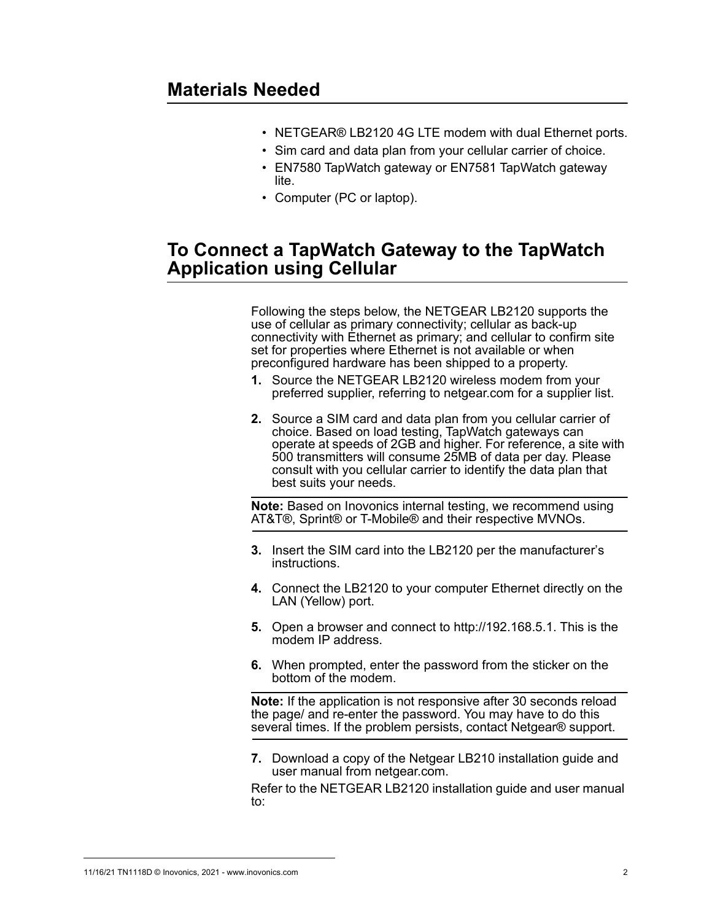## Materials Needed

- NETGEAR® LB2120 4G LTE modem with dual Ethernet ports.
- Sim card and data plan from your cellular carrier of choice.
- EN7580 TapWatch gateway or EN7581 TapWatch gateway lite.
- Computer (PC or laptop).

## To Connect a TapWatch Gateway to the TapWatch Application using Cellular

Following the steps below, the NETGEAR LB2120 supports the use of cellular as primary connectivity; cellular as back-up connectivity with Ethernet as primary; and cellular to confirm site set for properties where Ethernet is not available or when preconfigured hardware has been shipped to a property.

1. Source the NETGEAR LB2120 wireless modem from your preferred supplier, referring to netgear.com for a supplier list.
2. Source a SIM card and data plan from you cellular carrier of choice. Based on load testing, TapWatch gateways can operate at speeds of 2GB and higher. For reference, a site with 500 transmitters will consume 25MB of data per day. Please consult with you cellular carrier to identify the data plan that best suits your needs.

**Note:** Based on Inovonics internal testing, we recommend using AT&T®, Sprint® or T-Mobile® and their respective MVNOs.

3. Insert the SIM card into the LB2120 per the manufacturer's instructions.
4. Connect the LB2120 to your computer Ethernet directly on the LAN (Yellow) port.
5. Open a browser and connect to http://192.168.5.1. This is the modem IP address.
6. When prompted, enter the password from the sticker on the bottom of the modem.

**Note:** If the application is not responsive after 30 seconds reload the page/ and re-enter the password. You may have to do this several times. If the problem persists, contact Netgear® support.

7. Download a copy of the Netgear LB210 installation guide and user manual from netgear.com.

Refer to the NETGEAR LB2120 installation guide and user manual to: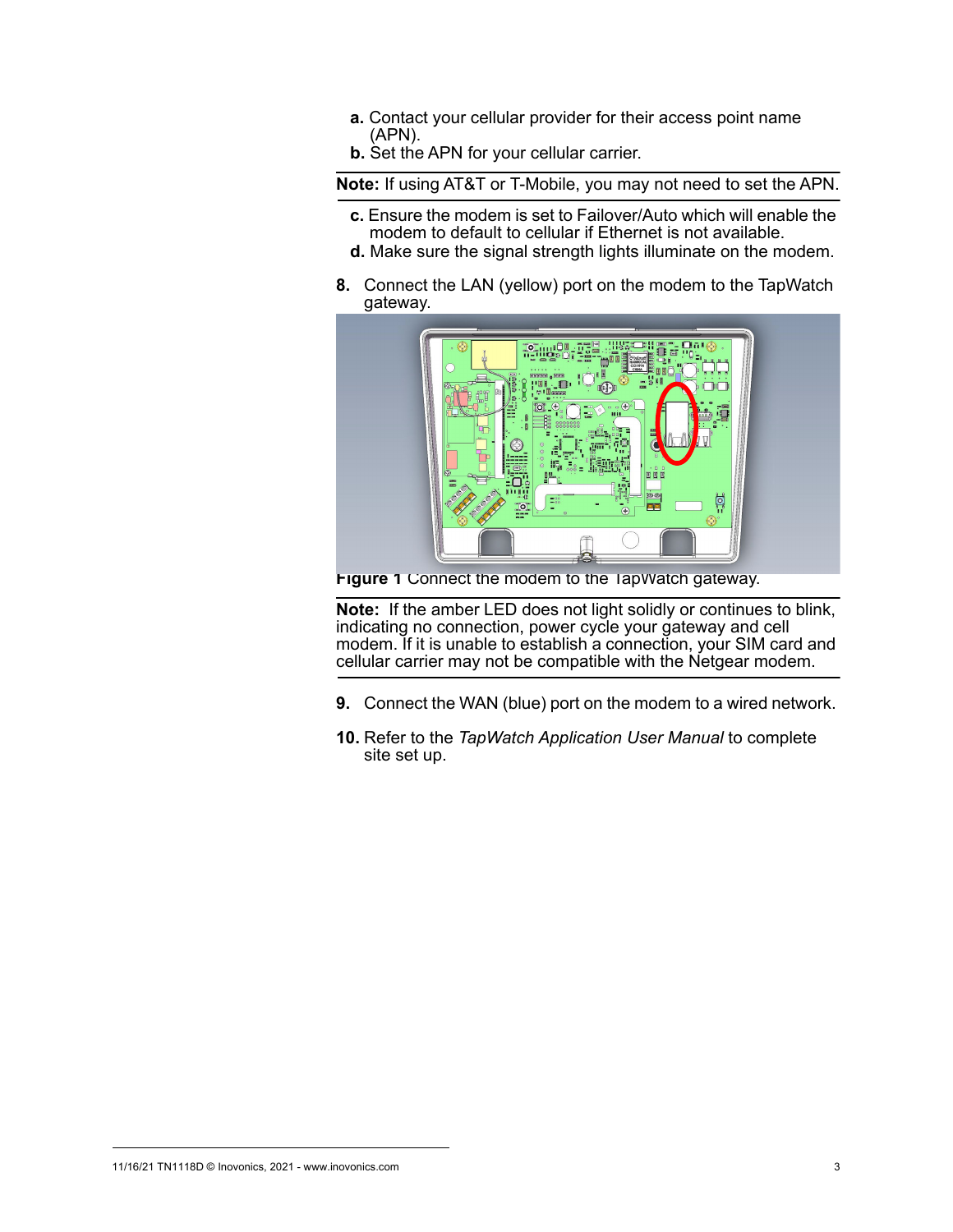a. Contact your cellular provider for their access point name (APN).

b. Set the APN for your cellular carrier.

**Note:** If using AT&T or T-Mobile, you may not need to set the APN.

c. Ensure the modem is set to Failover/Auto which will enable the modem to default to cellular if Ethernet is not available.

d. Make sure the signal strength lights illuminate on the modem.

**8.** Connect the LAN (yellow) port on the modem to the TapWatch gateway.

**Figure 1** Connect the modem to the TapWatch gateway.

**Note:** If the amber LED does not light solidly or continues to blink, indicating no connection, power cycle your gateway and cell modem. If it is unable to establish a connection, your SIM card and cellular carrier may not be compatible with the Netgear modem.

**9.** Connect the WAN (blue) port on the modem to a wired network.

**10.** Refer to the *TapWatch Application User Manual* to complete site set up.